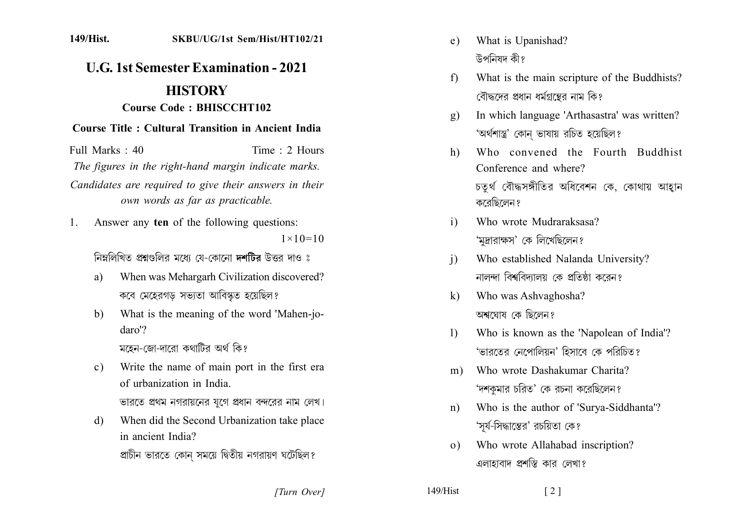149/Hist. SKBU/UG/1st Sem/Hist/HT102/21

# U.G. 1st Semester Examination - 2021

## HISTORY

**Course Code : BHISCCHT102**

**Course Title : Cultural Transition in Ancient India**

Full Marks : 40 Time : 2 Hours

*The figures in the right-hand margin indicate marks.*

*Candidates are required to give their answers in their own words as far as practicable.*

1. Answer any **ten** of the following questions: $1\times10=10$

   নিম্নলিখিত প্রশ্নগুলির মধ্যে যে-কোনো **দশটির** উত্তর দাও ঃ

   a) When was Mehargarh Civilization discovered?
   কবে মেহেরগড় সভ্যতা আবিস্কৃত হয়েছিল?

   b) What is the meaning of the word 'Mahen-jo-daro'?
   মহেন-জো-দারো কথাটির অর্থ কি?

   c) Write the name of main port in the first era of urbanization in India.
   ভারতে প্রথম নগরায়নের যুগে প্রধান বন্দরের নাম লেখ।

   d) When did the Second Urbanization take place in ancient India?
   প্রাচীন ভারতে কোন্ সময়ে দ্বিতীয় নগরায়ণ ঘটেছিল?

   e) What is Upanishad?
   উপনিষদ কী?

   f) What is the main scripture of the Buddhists?
   বৌদ্ধদের প্রধান ধর্মগ্রন্থের নাম কি?

   g) In which language 'Arthasastra' was written?
   'অর্থশাস্ত্র' কোন্ ভাষায় রচিত হয়েছিল?

   h) Who convened the Fourth Buddhist Conference and where?
   চতুর্থ বৌদ্ধসঙ্গীতির অধিবেশন কে, কোথায় আহ্বান করেছিলেন?

   i) Who wrote Mudraraksasa?
   'মুদ্রারাক্ষস' কে লিখেছিলেন?

   j) Who established Nalanda University?
   নালন্দা বিশ্ববিদ্যালয় কে প্রতিষ্ঠা করেন?

   k) Who was Ashvaghosha?
   অশ্বঘোষ কে ছিলেন?

   l) Who is known as the 'Napolean of India'?
   'ভারতের নেপোলিয়ন' হিসাবে কে পরিচিত?

   m) Who wrote Dashakumar Charita?
   'দশকুমার চরিত' কে রচনা করেছিলেন?

   n) Who is the author of 'Surya-Siddhanta'?
   'সূর্য-সিদ্ধান্তের' রচয়িতা কে?

   o) Who wrote Allahabad inscription?
   এলাহাবাদ প্রশস্তি কার লেখা?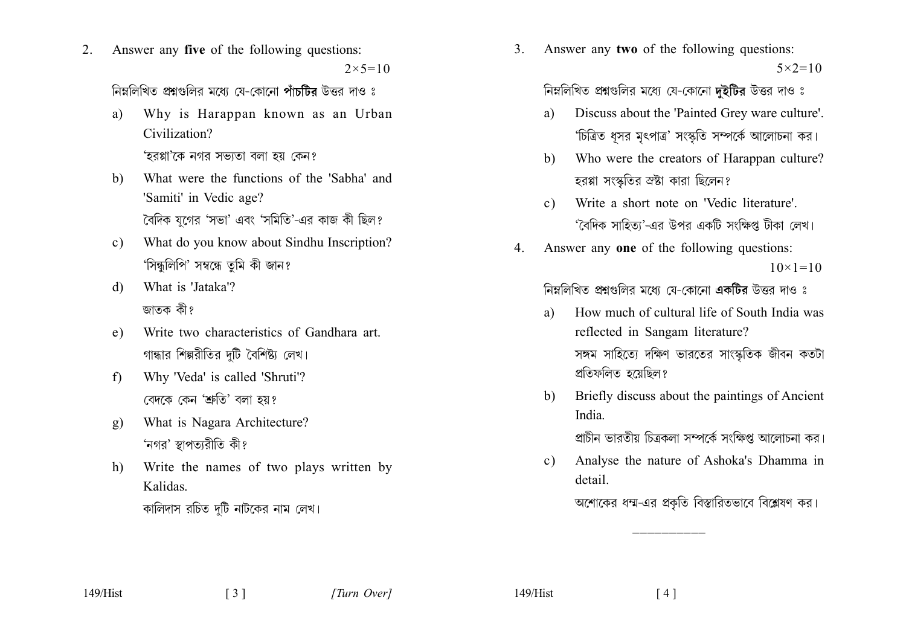2. Answer any **five** of the following questions:

$2 \times 5 = 10$

নিম্নলিখিত প্রশ্নগুলির মধ্যে যে-কোনো **পাঁচটির** উত্তর দাও ঃ

a) Why is Harappan known as an Urban Civilization?

'হরপ্পা'কে নগর সভ্যতা বলা হয় কেন?

b) What were the functions of the 'Sabha' and 'Samiti' in Vedic age?

বৈদিক যুগের 'সভা' এবং 'সমিতি'-এর কাজ কী ছিল?

c) What do you know about Sindhu Inscription?

'সিন্ধুলিপি' সম্বন্ধে তুমি কী জান?

d) What is 'Jataka'?

জাতক কী?

e) Write two characteristics of Gandhara art.

গান্ধার শিল্পরীতির দুটি বৈশিষ্ট্য লেখ।

f) Why 'Veda' is called 'Shruti'?

বেদকে কেন 'শ্রুতি' বলা হয়?

g) What is Nagara Architecture?

'নগর' স্থাপত্যরীতি কী?

h) Write the names of two plays written by Kalidas.

কালিদাস রচিত দুটি নাটকের নাম লেখ।

3. Answer any **two** of the following questions:

$5 \times 2 = 10$

নিম্নলিখিত প্রশ্নগুলির মধ্যে যে-কোনো **দুইটির** উত্তর দাও ঃ

a) Discuss about the 'Painted Grey ware culture'.

'চিত্রিত ধূসর মৃৎপাত্র' সংস্কৃতি সম্পর্কে আলোচনা কর।

b) Who were the creators of Harappan culture?

হরপ্পা সংস্কৃতির স্রষ্টা কারা ছিলেন?

c) Write a short note on 'Vedic literature'.

'বৈদিক সাহিত্য'-এর উপর একটি সংক্ষিপ্ত টীকা লেখ।

4. Answer any **one** of the following questions:

$10 \times 1 = 10$

নিম্নলিখিত প্রশ্নগুলির মধ্যে যে-কোনো **একটির** উত্তর দাও ঃ

a) How much of cultural life of South India was reflected in Sangam literature?

সঙ্গম সাহিত্যে দক্ষিণ ভারতের সাংস্কৃতিক জীবন কতটা প্রতিফলিত হয়েছিল?

b) Briefly discuss about the paintings of Ancient India.

প্রাচীন ভারতীয় চিত্রকলা সম্পর্কে সংক্ষিপ্ত আলোচনা কর।

c) Analyse the nature of Ashoka's Dhamma in detail.

অশোকের ধম্ম-এর প্রকৃতি বিস্তারিতভাবে বিশ্লেষণ কর।